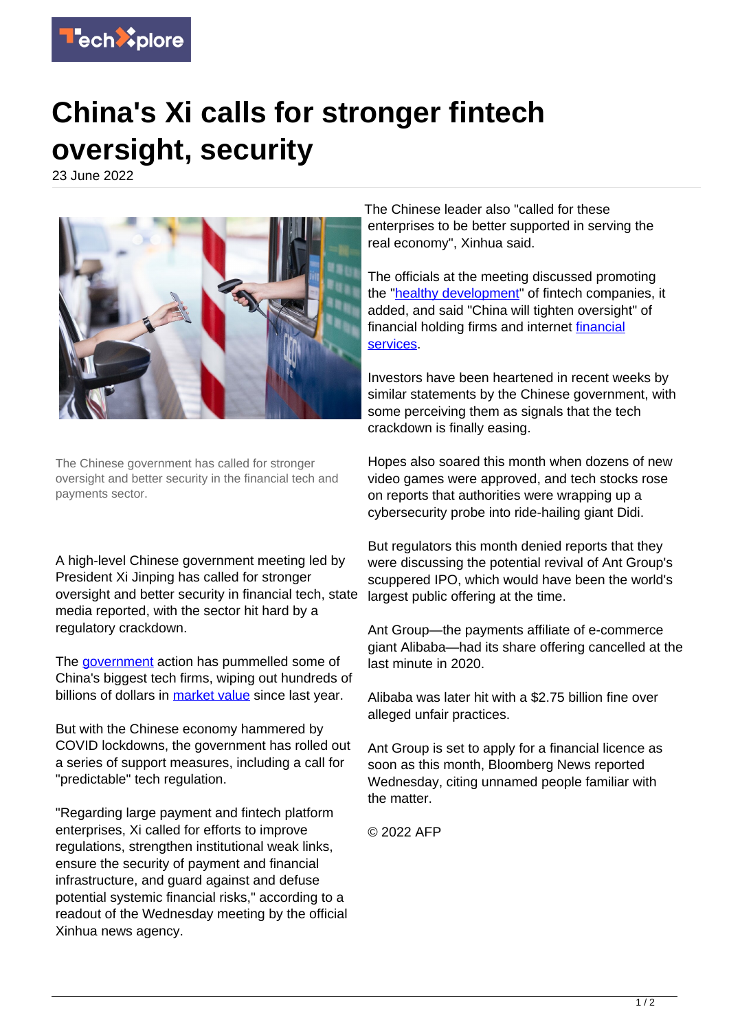# China's Xi calls for stronger fintech oversight, security

23 June 2022

The Chinese government has called for stronger oversight and better security in the financial tech and payments sector.

A high-level Chinese government meeting led by President Xi Jinping has called for stronger oversight and better security in financial tech, state media reported, with the sector hit hard by a regulatory crackdown.

The government action has pummelled some of China's biggest tech firms, wiping out hundreds of billions of dollars in market value since last year.

But with the Chinese economy hammered by COVID lockdowns, the government has rolled out a series of support measures, including a call for "predictable" tech regulation.

"Regarding large payment and fintech platform enterprises, Xi called for efforts to improve regulations, strengthen institutional weak links, ensure the security of payment and financial infrastructure, and guard against and defuse potential systemic financial risks," according to a readout of the Wednesday meeting by the official Xinhua news agency.

The Chinese leader also "called for these enterprises to be better supported in serving the real economy", Xinhua said.

The officials at the meeting discussed promoting the "healthy development" of fintech companies, it added, and said "China will tighten oversight" of financial holding firms and internet financial services.

Investors have been heartened in recent weeks by similar statements by the Chinese government, with some perceiving them as signals that the tech crackdown is finally easing.

Hopes also soared this month when dozens of new video games were approved, and tech stocks rose on reports that authorities were wrapping up a cybersecurity probe into ride-hailing giant Didi.

But regulators this month denied reports that they were discussing the potential revival of Ant Group's scuppered IPO, which would have been the world's largest public offering at the time.

Ant Group—the payments affiliate of e-commerce giant Alibaba—had its share offering cancelled at the last minute in 2020.

Alibaba was later hit with a $2.75 billion fine over alleged unfair practices.

Ant Group is set to apply for a financial licence as soon as this month, Bloomberg News reported Wednesday, citing unnamed people familiar with the matter.

© 2022 AFP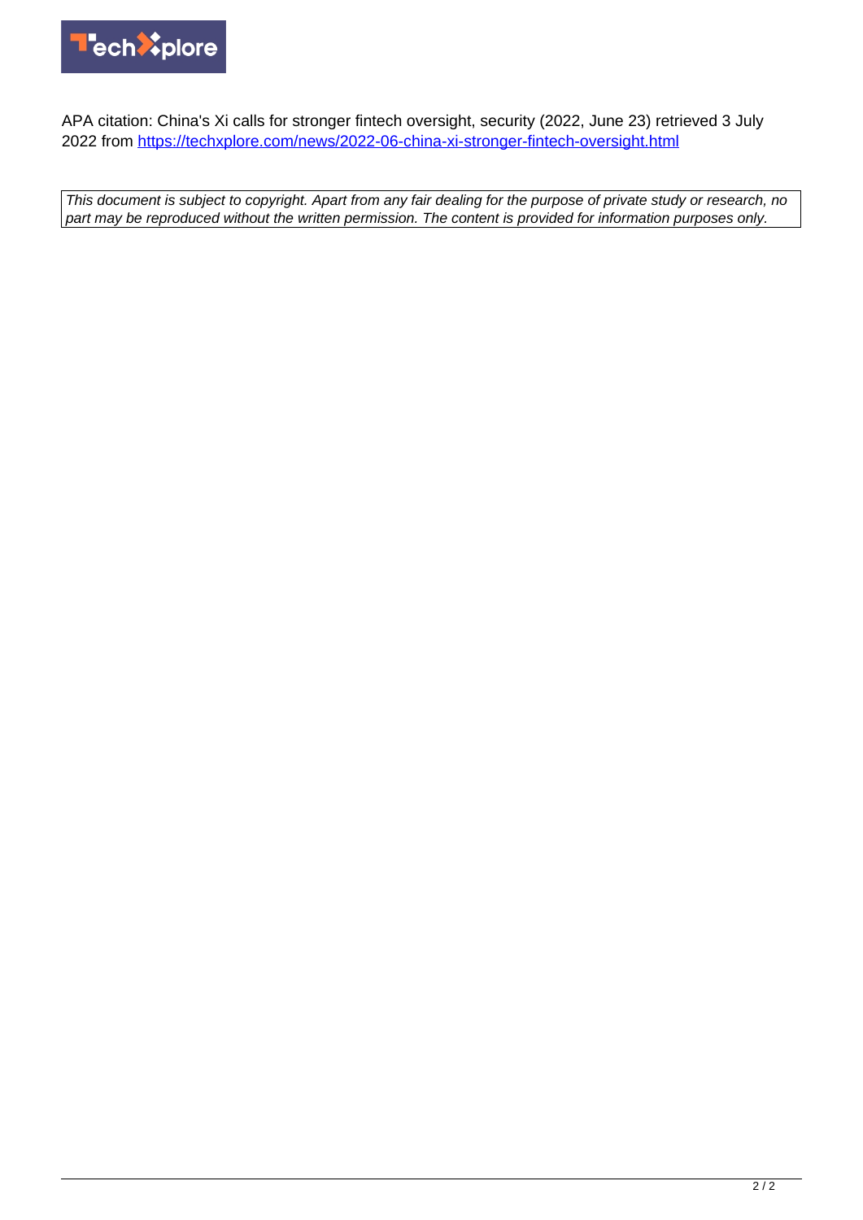APA citation: China's Xi calls for stronger fintech oversight, security (2022, June 23) retrieved 3 July 2022 from https://techxplore.com/news/2022-06-china-xi-stronger-fintech-oversight.html

*This document is subject to copyright. Apart from any fair dealing for the purpose of private study or research, no part may be reproduced without the written permission. The content is provided for information purposes only.*